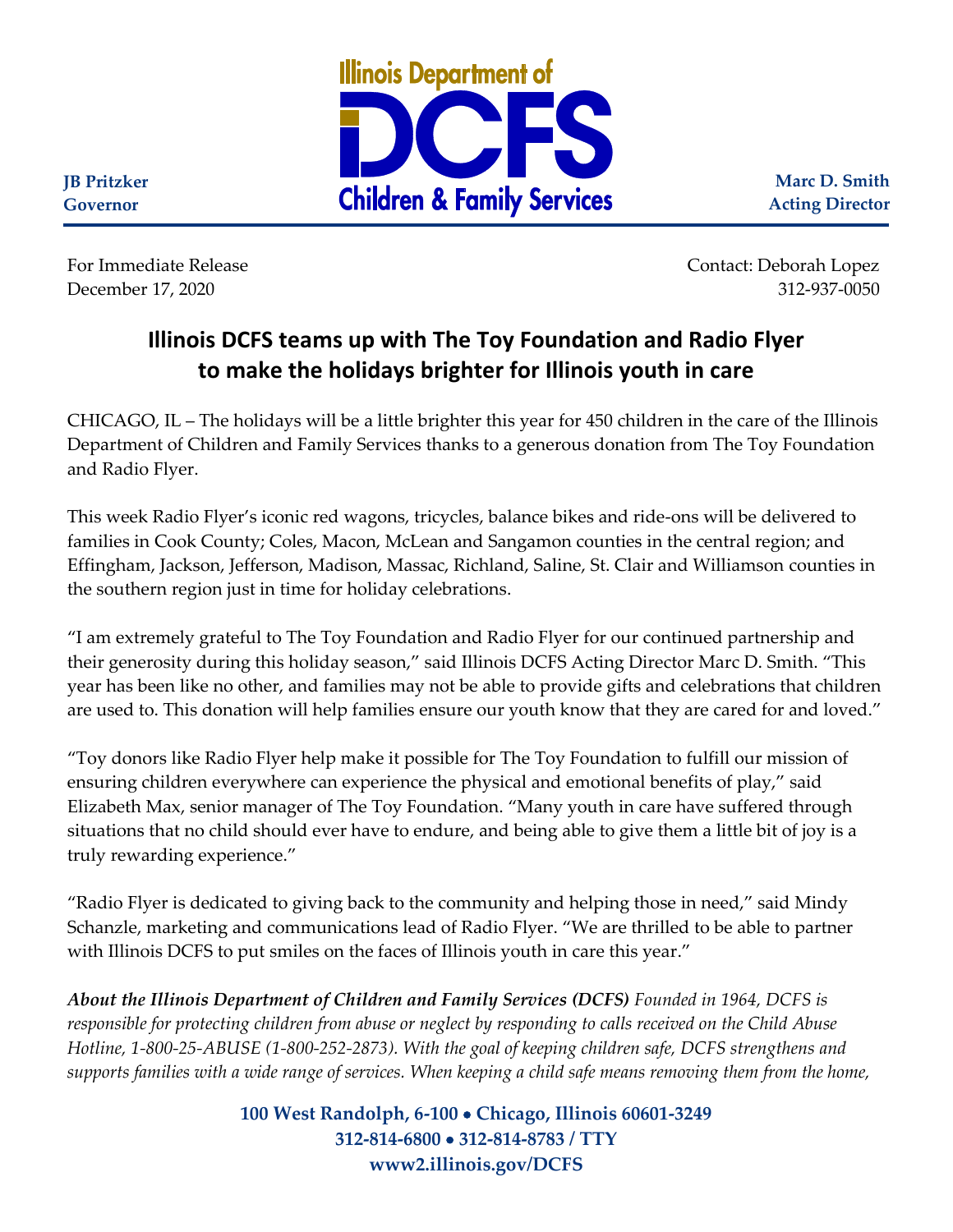Illinois Department of **DCFS** Children & Family Services

**JB Pritzker**
**Governor**

**Marc D. Smith**
**Acting Director**

For Immediate Release
December 17, 2020

Contact: Deborah Lopez
312-937-0050

# Illinois DCFS teams up with The Toy Foundation and Radio Flyer to make the holidays brighter for Illinois youth in care

CHICAGO, IL – The holidays will be a little brighter this year for 450 children in the care of the Illinois Department of Children and Family Services thanks to a generous donation from The Toy Foundation and Radio Flyer.

This week Radio Flyer's iconic red wagons, tricycles, balance bikes and ride-ons will be delivered to families in Cook County; Coles, Macon, McLean and Sangamon counties in the central region; and Effingham, Jackson, Jefferson, Madison, Massac, Richland, Saline, St. Clair and Williamson counties in the southern region just in time for holiday celebrations.

"I am extremely grateful to The Toy Foundation and Radio Flyer for our continued partnership and their generosity during this holiday season," said Illinois DCFS Acting Director Marc D. Smith. "This year has been like no other, and families may not be able to provide gifts and celebrations that children are used to. This donation will help families ensure our youth know that they are cared for and loved."

"Toy donors like Radio Flyer help make it possible for The Toy Foundation to fulfill our mission of ensuring children everywhere can experience the physical and emotional benefits of play," said Elizabeth Max, senior manager of The Toy Foundation. "Many youth in care have suffered through situations that no child should ever have to endure, and being able to give them a little bit of joy is a truly rewarding experience."

"Radio Flyer is dedicated to giving back to the community and helping those in need," said Mindy Schanzle, marketing and communications lead of Radio Flyer. "We are thrilled to be able to partner with Illinois DCFS to put smiles on the faces of Illinois youth in care this year."

***About the Illinois Department of Children and Family Services (DCFS)*** *Founded in 1964, DCFS is responsible for protecting children from abuse or neglect by responding to calls received on the Child Abuse Hotline, 1-800-25-ABUSE (1-800-252-2873). With the goal of keeping children safe, DCFS strengthens and supports families with a wide range of services. When keeping a child safe means removing them from the home,*

**100 West Randolph, 6-100 • Chicago, Illinois 60601-3249**
**312-814-6800 • 312-814-8783 / TTY**
**www2.illinois.gov/DCFS**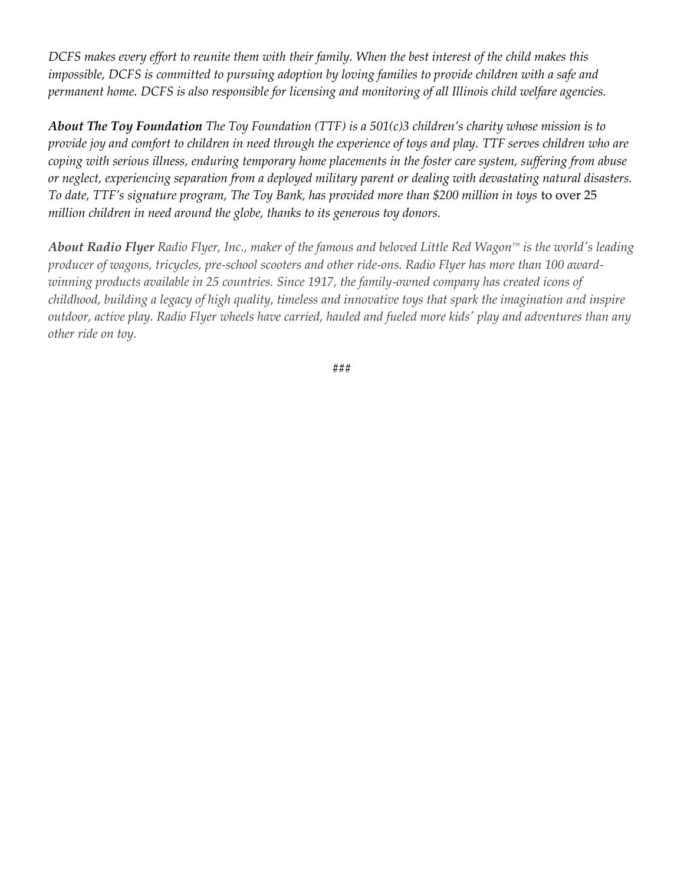*DCFS makes every effort to reunite them with their family. When the best interest of the child makes this impossible, DCFS is committed to pursuing adoption by loving families to provide children with a safe and permanent home. DCFS is also responsible for licensing and monitoring of all Illinois child welfare agencies.*

***About The Toy Foundation*** *The Toy Foundation (TTF) is a 501(c)3 children's charity whose mission is to provide joy and comfort to children in need through the experience of toys and play. TTF serves children who are coping with serious illness, enduring temporary home placements in the foster care system, suffering from abuse or neglect, experiencing separation from a deployed military parent or dealing with devastating natural disasters. To date, TTF's signature program, The Toy Bank, has provided more than $200 million in toys* to over 25 *million children in need around the globe, thanks to its generous toy donors.*

***About Radio Flyer*** *Radio Flyer, Inc., maker of the famous and beloved Little Red Wagon™ is the world's leading producer of wagons, tricycles, pre-school scooters and other ride-ons. Radio Flyer has more than 100 award-winning products available in 25 countries. Since 1917, the family-owned company has created icons of childhood, building a legacy of high quality, timeless and innovative toys that spark the imagination and inspire outdoor, active play. Radio Flyer wheels have carried, hauled and fueled more kids' play and adventures than any other ride on toy.*

###